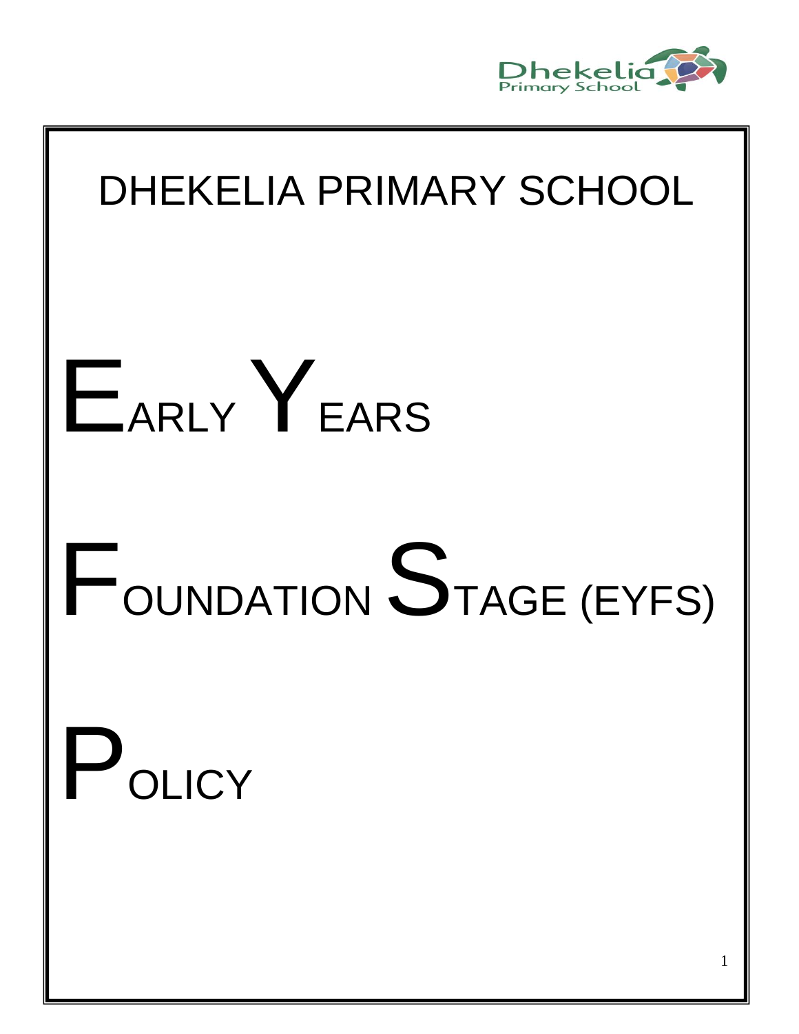# DHEKELIA PRIMARY SCHOOL

# EARLY YEARS

# FOUNDATION STAGE (EYFS)

# POLICY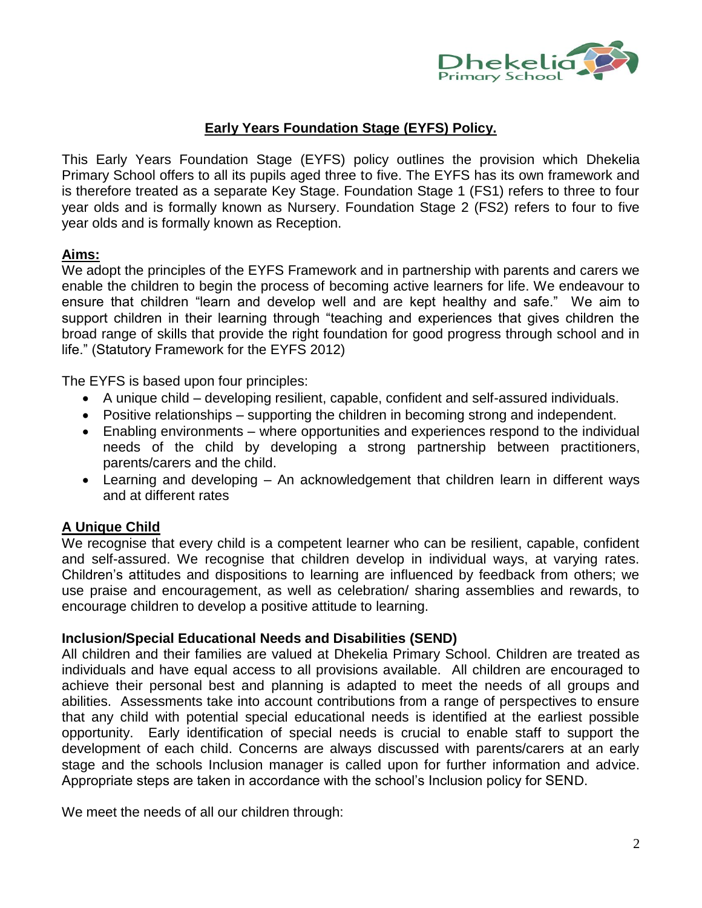# Early Years Foundation Stage (EYFS) Policy.

This Early Years Foundation Stage (EYFS) policy outlines the provision which Dhekelia Primary School offers to all its pupils aged three to five. The EYFS has its own framework and is therefore treated as a separate Key Stage. Foundation Stage 1 (FS1) refers to three to four year olds and is formally known as Nursery. Foundation Stage 2 (FS2) refers to four to five year olds and is formally known as Reception.

## Aims:

We adopt the principles of the EYFS Framework and in partnership with parents and carers we enable the children to begin the process of becoming active learners for life. We endeavour to ensure that children "learn and develop well and are kept healthy and safe." We aim to support children in their learning through "teaching and experiences that gives children the broad range of skills that provide the right foundation for good progress through school and in life." (Statutory Framework for the EYFS 2012)

The EYFS is based upon four principles:

- A unique child – developing resilient, capable, confident and self-assured individuals.
- Positive relationships – supporting the children in becoming strong and independent.
- Enabling environments – where opportunities and experiences respond to the individual needs of the child by developing a strong partnership between practitioners, parents/carers and the child.
- Learning and developing – An acknowledgement that children learn in different ways and at different rates

## A Unique Child

We recognise that every child is a competent learner who can be resilient, capable, confident and self-assured. We recognise that children develop in individual ways, at varying rates. Children's attitudes and dispositions to learning are influenced by feedback from others; we use praise and encouragement, as well as celebration/ sharing assemblies and rewards, to encourage children to develop a positive attitude to learning.

### Inclusion/Special Educational Needs and Disabilities (SEND)

All children and their families are valued at Dhekelia Primary School. Children are treated as individuals and have equal access to all provisions available. All children are encouraged to achieve their personal best and planning is adapted to meet the needs of all groups and abilities. Assessments take into account contributions from a range of perspectives to ensure that any child with potential special educational needs is identified at the earliest possible opportunity. Early identification of special needs is crucial to enable staff to support the development of each child. Concerns are always discussed with parents/carers at an early stage and the schools Inclusion manager is called upon for further information and advice. Appropriate steps are taken in accordance with the school's Inclusion policy for SEND.

We meet the needs of all our children through: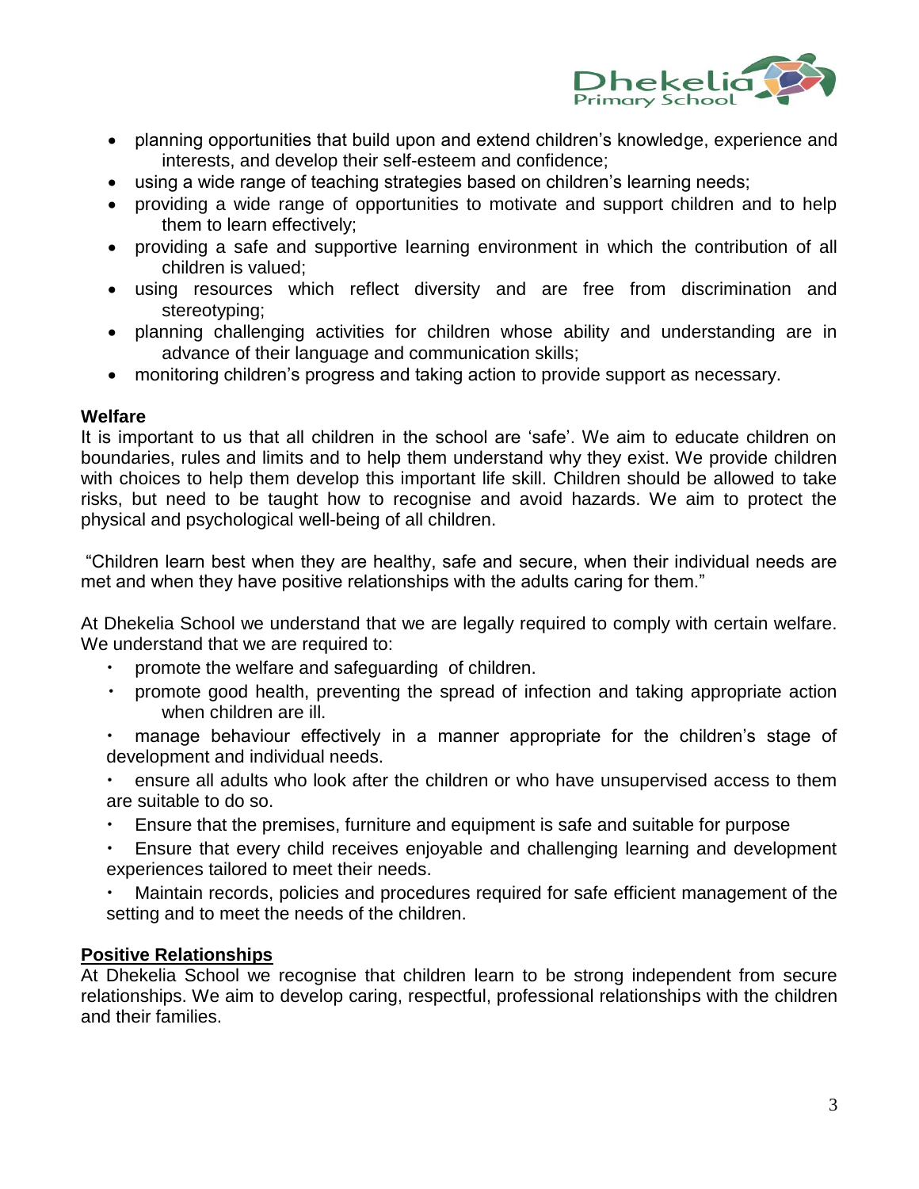- planning opportunities that build upon and extend children's knowledge, experience and interests, and develop their self-esteem and confidence;
- using a wide range of teaching strategies based on children's learning needs;
- providing a wide range of opportunities to motivate and support children and to help them to learn effectively;
- providing a safe and supportive learning environment in which the contribution of all children is valued;
- using resources which reflect diversity and are free from discrimination and stereotyping;
- planning challenging activities for children whose ability and understanding are in advance of their language and communication skills;
- monitoring children's progress and taking action to provide support as necessary.

**Welfare**

It is important to us that all children in the school are 'safe'. We aim to educate children on boundaries, rules and limits and to help them understand why they exist. We provide children with choices to help them develop this important life skill. Children should be allowed to take risks, but need to be taught how to recognise and avoid hazards. We aim to protect the physical and psychological well-being of all children.

"Children learn best when they are healthy, safe and secure, when their individual needs are met and when they have positive relationships with the adults caring for them."

At Dhekelia School we understand that we are legally required to comply with certain welfare. We understand that we are required to:

- promote the welfare and safeguarding of children.
- promote good health, preventing the spread of infection and taking appropriate action when children are ill.
- manage behaviour effectively in a manner appropriate for the children's stage of development and individual needs.
- ensure all adults who look after the children or who have unsupervised access to them are suitable to do so.
- Ensure that the premises, furniture and equipment is safe and suitable for purpose
- Ensure that every child receives enjoyable and challenging learning and development experiences tailored to meet their needs.
- Maintain records, policies and procedures required for safe efficient management of the setting and to meet the needs of the children.

**Positive Relationships**

At Dhekelia School we recognise that children learn to be strong independent from secure relationships. We aim to develop caring, respectful, professional relationships with the children and their families.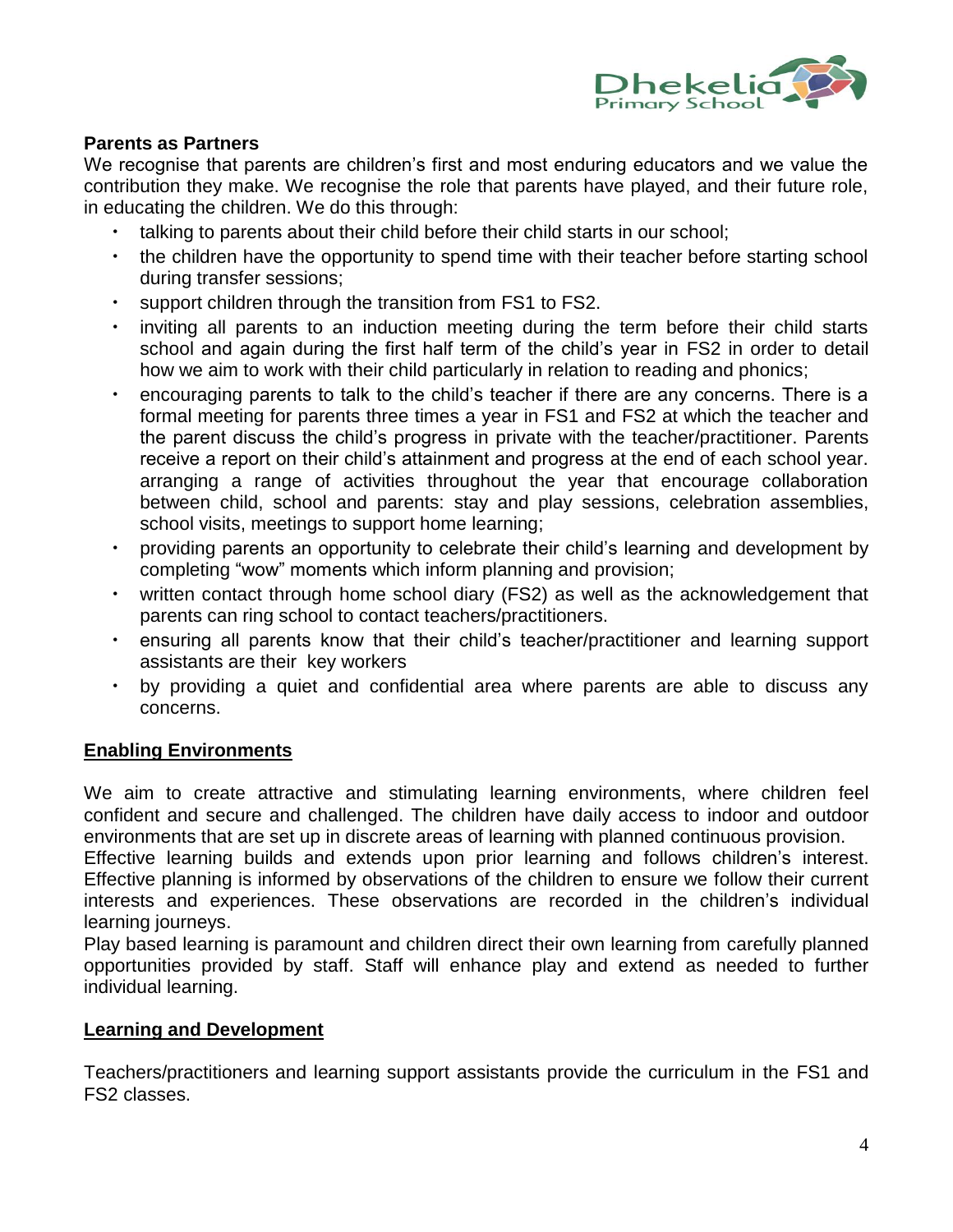**Parents as Partners**

We recognise that parents are children's first and most enduring educators and we value the contribution they make. We recognise the role that parents have played, and their future role, in educating the children. We do this through:

- talking to parents about their child before their child starts in our school;
- the children have the opportunity to spend time with their teacher before starting school during transfer sessions;
- support children through the transition from FS1 to FS2.
- inviting all parents to an induction meeting during the term before their child starts school and again during the first half term of the child's year in FS2 in order to detail how we aim to work with their child particularly in relation to reading and phonics;
- encouraging parents to talk to the child's teacher if there are any concerns. There is a formal meeting for parents three times a year in FS1 and FS2 at which the teacher and the parent discuss the child's progress in private with the teacher/practitioner. Parents receive a report on their child's attainment and progress at the end of each school year. arranging a range of activities throughout the year that encourage collaboration between child, school and parents: stay and play sessions, celebration assemblies, school visits, meetings to support home learning;
- providing parents an opportunity to celebrate their child's learning and development by completing "wow" moments which inform planning and provision;
- written contact through home school diary (FS2) as well as the acknowledgement that parents can ring school to contact teachers/practitioners.
- ensuring all parents know that their child's teacher/practitioner and learning support assistants are their key workers
- by providing a quiet and confidential area where parents are able to discuss any concerns.

## Enabling Environments

We aim to create attractive and stimulating learning environments, where children feel confident and secure and challenged. The children have daily access to indoor and outdoor environments that are set up in discrete areas of learning with planned continuous provision.

Effective learning builds and extends upon prior learning and follows children's interest. Effective planning is informed by observations of the children to ensure we follow their current interests and experiences. These observations are recorded in the children's individual learning journeys.

Play based learning is paramount and children direct their own learning from carefully planned opportunities provided by staff. Staff will enhance play and extend as needed to further individual learning.

## Learning and Development

Teachers/practitioners and learning support assistants provide the curriculum in the FS1 and FS2 classes.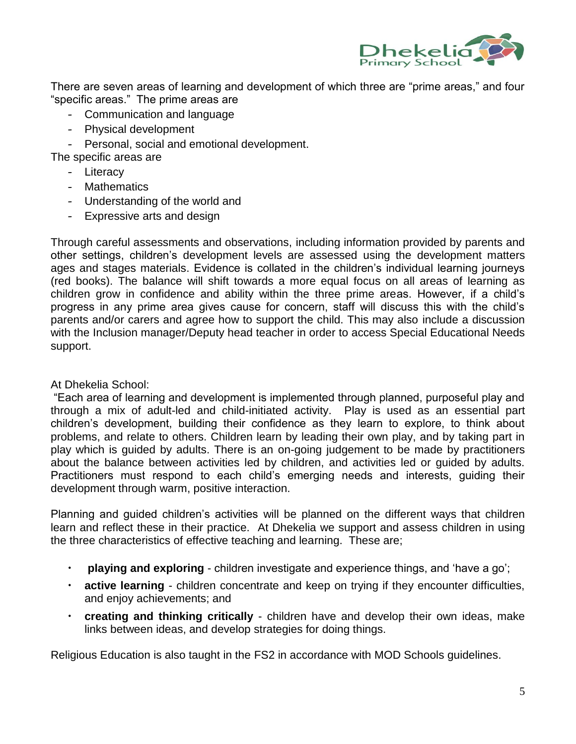There are seven areas of learning and development of which three are "prime areas," and four "specific areas." The prime areas are

- Communication and language
- Physical development
- Personal, social and emotional development.

The specific areas are

- Literacy
- Mathematics
- Understanding of the world and
- Expressive arts and design

Through careful assessments and observations, including information provided by parents and other settings, children's development levels are assessed using the development matters ages and stages materials. Evidence is collated in the children's individual learning journeys (red books). The balance will shift towards a more equal focus on all areas of learning as children grow in confidence and ability within the three prime areas. However, if a child's progress in any prime area gives cause for concern, staff will discuss this with the child's parents and/or carers and agree how to support the child. This may also include a discussion with the Inclusion manager/Deputy head teacher in order to access Special Educational Needs support.

At Dhekelia School:

"Each area of learning and development is implemented through planned, purposeful play and through a mix of adult-led and child-initiated activity. Play is used as an essential part children's development, building their confidence as they learn to explore, to think about problems, and relate to others. Children learn by leading their own play, and by taking part in play which is guided by adults. There is an on-going judgement to be made by practitioners about the balance between activities led by children, and activities led or guided by adults. Practitioners must respond to each child's emerging needs and interests, guiding their development through warm, positive interaction.

Planning and guided children's activities will be planned on the different ways that children learn and reflect these in their practice. At Dhekelia we support and assess children in using the three characteristics of effective teaching and learning. These are;

- **playing and exploring** - children investigate and experience things, and 'have a go';
- **active learning** - children concentrate and keep on trying if they encounter difficulties, and enjoy achievements; and
- **creating and thinking critically** - children have and develop their own ideas, make links between ideas, and develop strategies for doing things.

Religious Education is also taught in the FS2 in accordance with MOD Schools guidelines.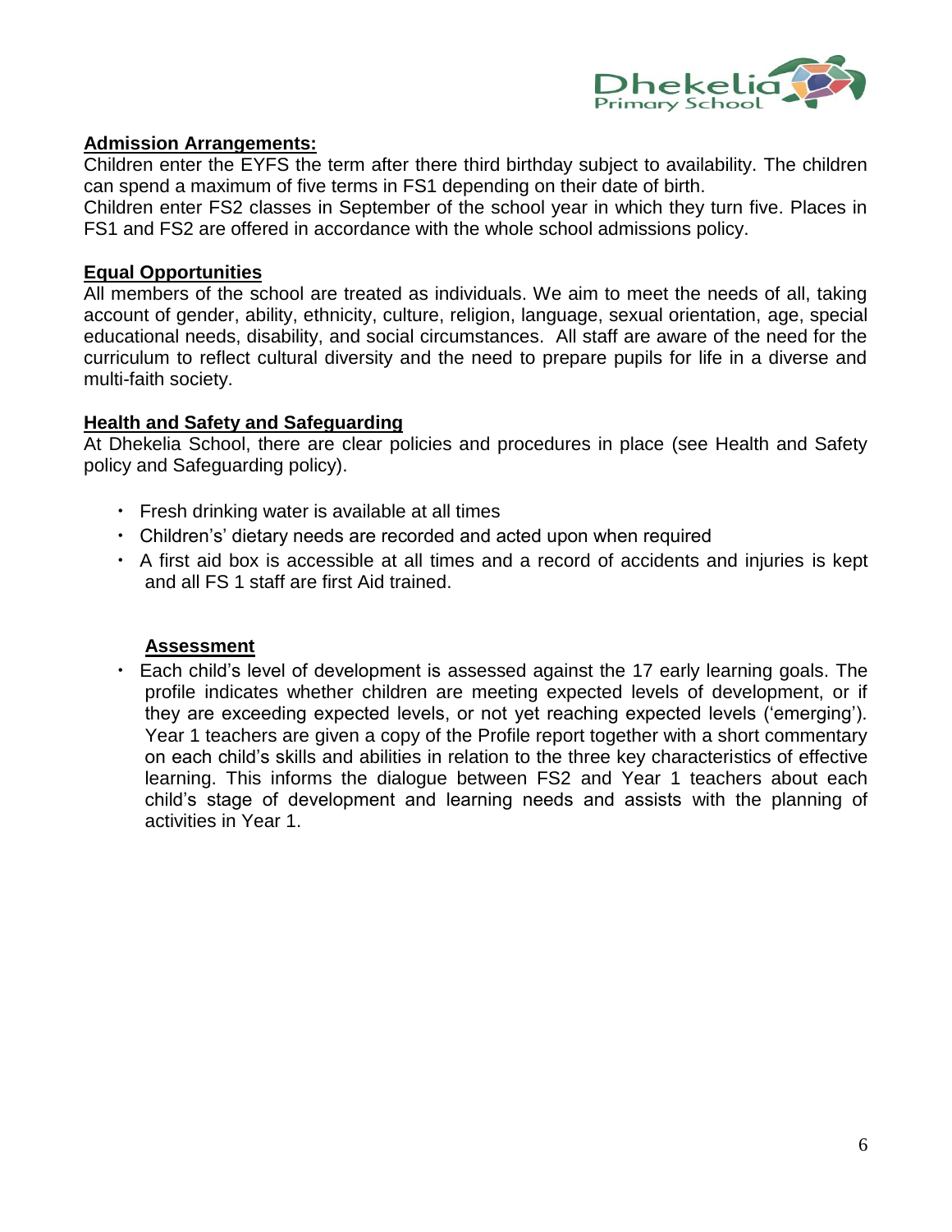## Admission Arrangements:

Children enter the EYFS the term after there third birthday subject to availability. The children can spend a maximum of five terms in FS1 depending on their date of birth.
Children enter FS2 classes in September of the school year in which they turn five. Places in FS1 and FS2 are offered in accordance with the whole school admissions policy.

## Equal Opportunities

All members of the school are treated as individuals. We aim to meet the needs of all, taking account of gender, ability, ethnicity, culture, religion, language, sexual orientation, age, special educational needs, disability, and social circumstances. All staff are aware of the need for the curriculum to reflect cultural diversity and the need to prepare pupils for life in a diverse and multi-faith society.

## Health and Safety and Safeguarding

At Dhekelia School, there are clear policies and procedures in place (see Health and Safety policy and Safeguarding policy).

- Fresh drinking water is available at all times
- Children's' dietary needs are recorded and acted upon when required
- A first aid box is accessible at all times and a record of accidents and injuries is kept and all FS 1 staff are first Aid trained.

## Assessment

- Each child's level of development is assessed against the 17 early learning goals. The profile indicates whether children are meeting expected levels of development, or if they are exceeding expected levels, or not yet reaching expected levels ('emerging'). Year 1 teachers are given a copy of the Profile report together with a short commentary on each child's skills and abilities in relation to the three key characteristics of effective learning. This informs the dialogue between FS2 and Year 1 teachers about each child's stage of development and learning needs and assists with the planning of activities in Year 1.